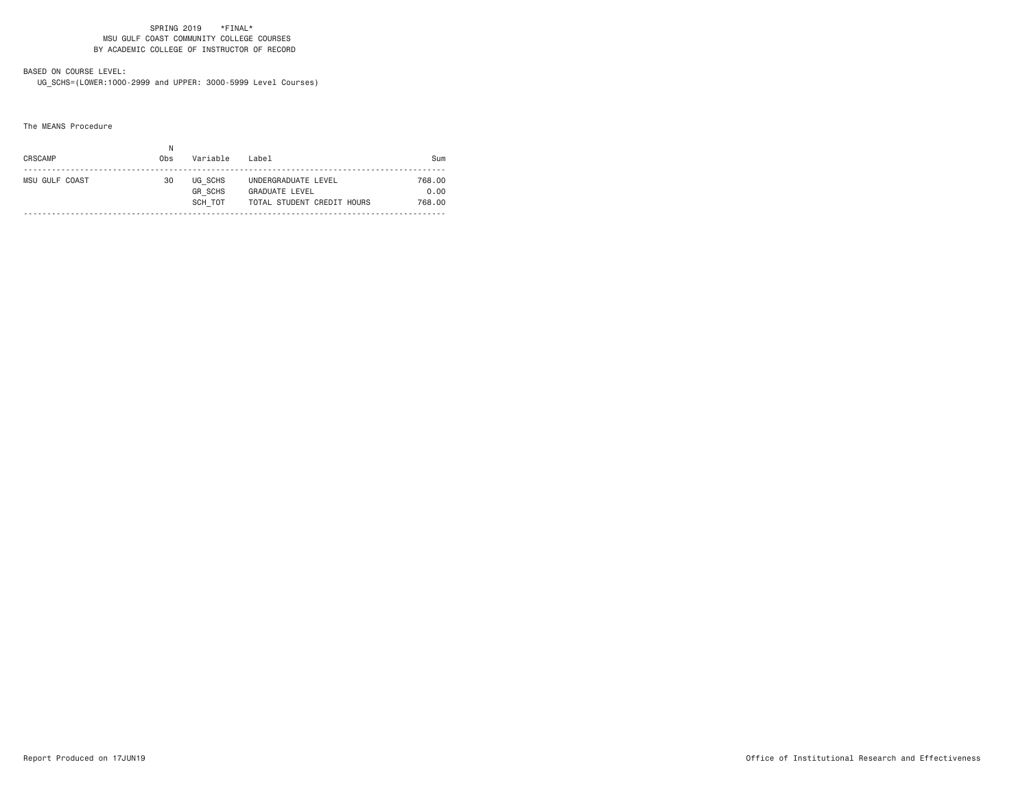SPRING 2019 \*FINAL\*
MSU GULF COAST COMMUNITY COLLEGE COURSES
BY ACADEMIC COLLEGE OF INSTRUCTOR OF RECORD

BASED ON COURSE LEVEL:
UG_SCHS=(LOWER:1000-2999 and UPPER: 3000-5999 Level Courses)

The MEANS Procedure

| CRSCAMP | N Obs | Variable | Label | Sum |
|---|---|---|---|---|
| MSU GULF COAST | 30 | UG_SCHS | UNDERGRADUATE LEVEL | 768.00 |
| | | GR_SCHS | GRADUATE LEVEL | 0.00 |
| | | SCH_TOT | TOTAL STUDENT CREDIT HOURS | 768.00 |

Report Produced on 17JUN19

Office of Institutional Research and Effectiveness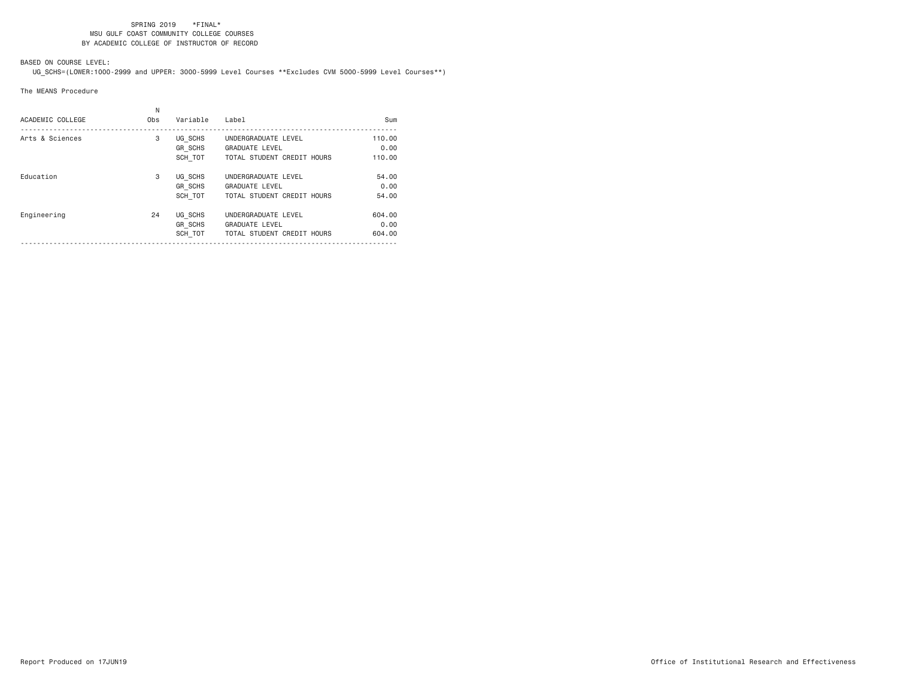SPRING 2019 *FINAL*
MSU GULF COAST COMMUNITY COLLEGE COURSES
BY ACADEMIC COLLEGE OF INSTRUCTOR OF RECORD

BASED ON COURSE LEVEL:
UG_SCHS=(LOWER:1000-2999 and UPPER: 3000-5999 Level Courses **Excludes CVM 5000-5999 Level Courses**)

The MEANS Procedure

| ACADEMIC COLLEGE | N Obs | Variable | Label | Sum |
|---|---|---|---|---|
| Arts & Sciences | 3 | UG_SCHS | UNDERGRADUATE LEVEL | 110.00 |
| | | GR_SCHS | GRADUATE LEVEL | 0.00 |
| | | SCH_TOT | TOTAL STUDENT CREDIT HOURS | 110.00 |
| Education | 3 | UG_SCHS | UNDERGRADUATE LEVEL | 54.00 |
| | | GR_SCHS | GRADUATE LEVEL | 0.00 |
| | | SCH_TOT | TOTAL STUDENT CREDIT HOURS | 54.00 |
| Engineering | 24 | UG_SCHS | UNDERGRADUATE LEVEL | 604.00 |
| | | GR_SCHS | GRADUATE LEVEL | 0.00 |
| | | SCH_TOT | TOTAL STUDENT CREDIT HOURS | 604.00 |

Report Produced on 17JUN19

Office of Institutional Research and Effectiveness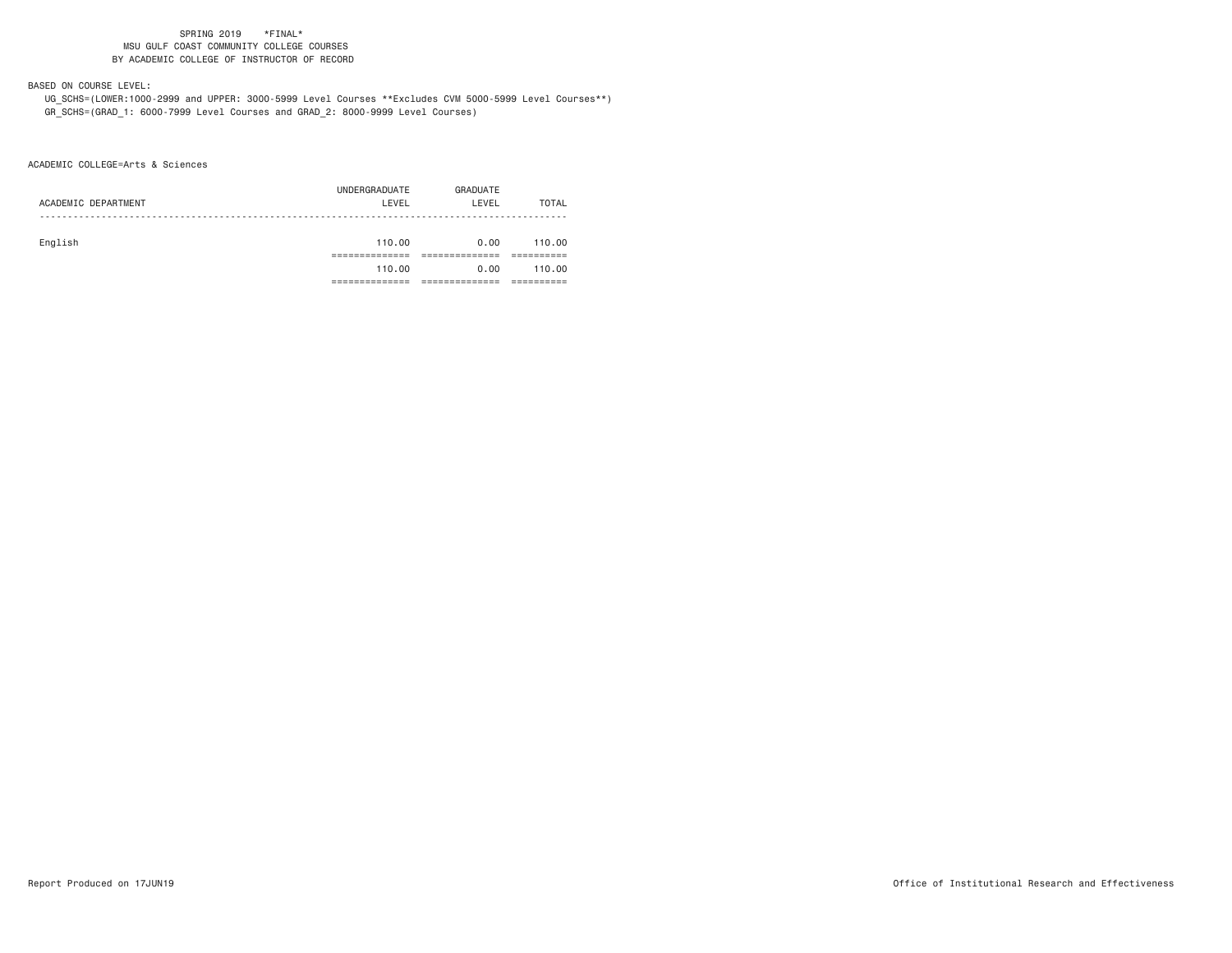SPRING 2019 \*FINAL\*
MSU GULF COAST COMMUNITY COLLEGE COURSES
BY ACADEMIC COLLEGE OF INSTRUCTOR OF RECORD

BASED ON COURSE LEVEL:

UG_SCHS=(LOWER:1000-2999 and UPPER: 3000-5999 Level Courses **Excludes CVM 5000-5999 Level Courses**)
GR_SCHS=(GRAD_1: 6000-7999 Level Courses and GRAD_2: 8000-9999 Level Courses)

ACADEMIC COLLEGE=Arts & Sciences

| ACADEMIC DEPARTMENT | UNDERGRADUATE LEVEL | GRADUATE LEVEL | TOTAL |
|---|---|---|---|
| English | 110.00 | 0.00 | 110.00 |
| | 110.00 | 0.00 | 110.00 |

Report Produced on 17JUN19

Office of Institutional Research and Effectiveness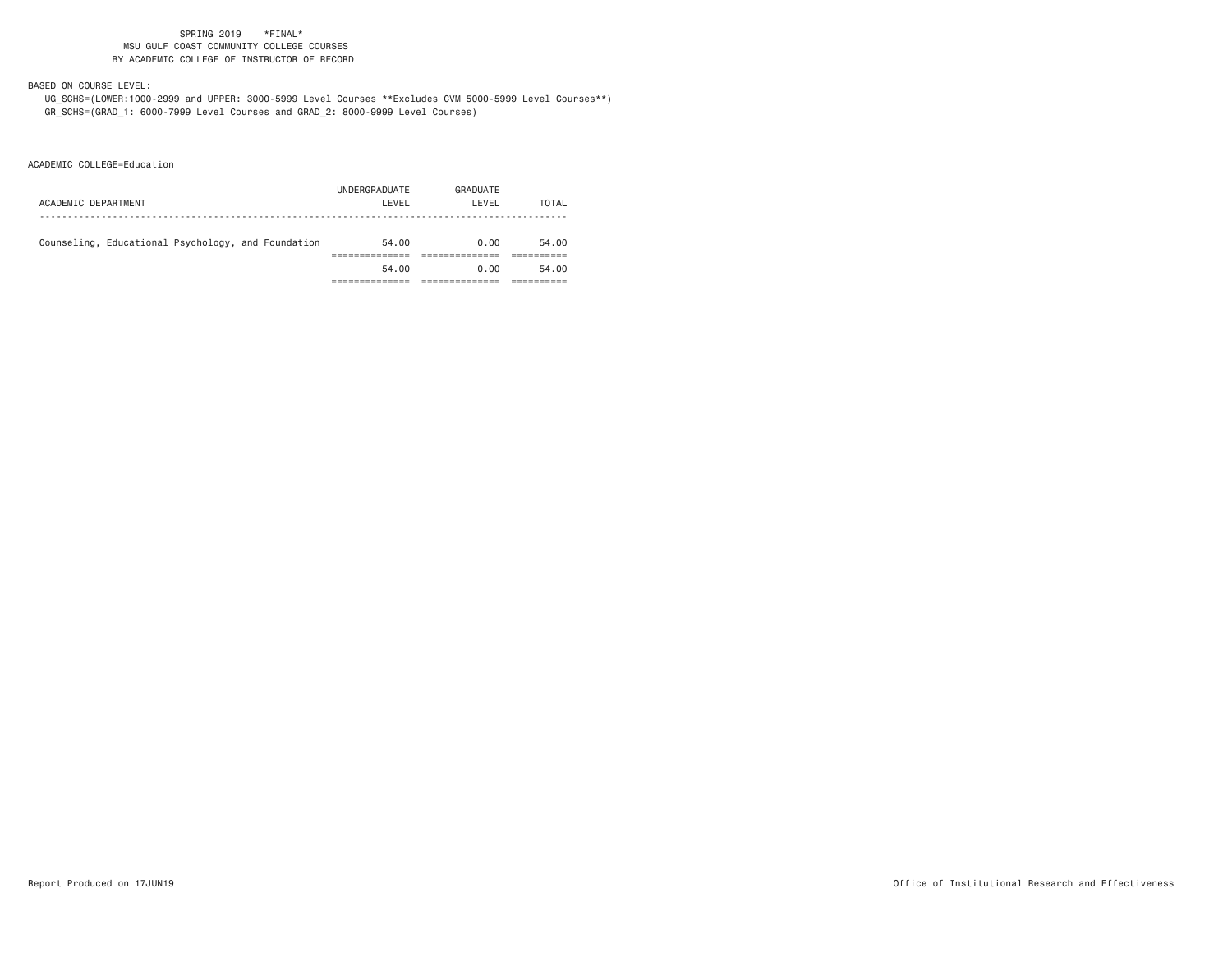SPRING 2019 *FINAL*
MSU GULF COAST COMMUNITY COLLEGE COURSES
BY ACADEMIC COLLEGE OF INSTRUCTOR OF RECORD

BASED ON COURSE LEVEL:
UG_SCHS=(LOWER:1000-2999 and UPPER: 3000-5999 Level Courses **Excludes CVM 5000-5999 Level Courses**)
GR_SCHS=(GRAD_1: 6000-7999 Level Courses and GRAD_2: 8000-9999 Level Courses)

ACADEMIC COLLEGE=Education

| ACADEMIC DEPARTMENT | UNDERGRADUATE LEVEL | GRADUATE LEVEL | TOTAL |
|---|---|---|---|
| Counseling, Educational Psychology, and Foundation | 54.00 | 0.00 | 54.00 |
| | 54.00 | 0.00 | 54.00 |

Report Produced on 17JUN19

Office of Institutional Research and Effectiveness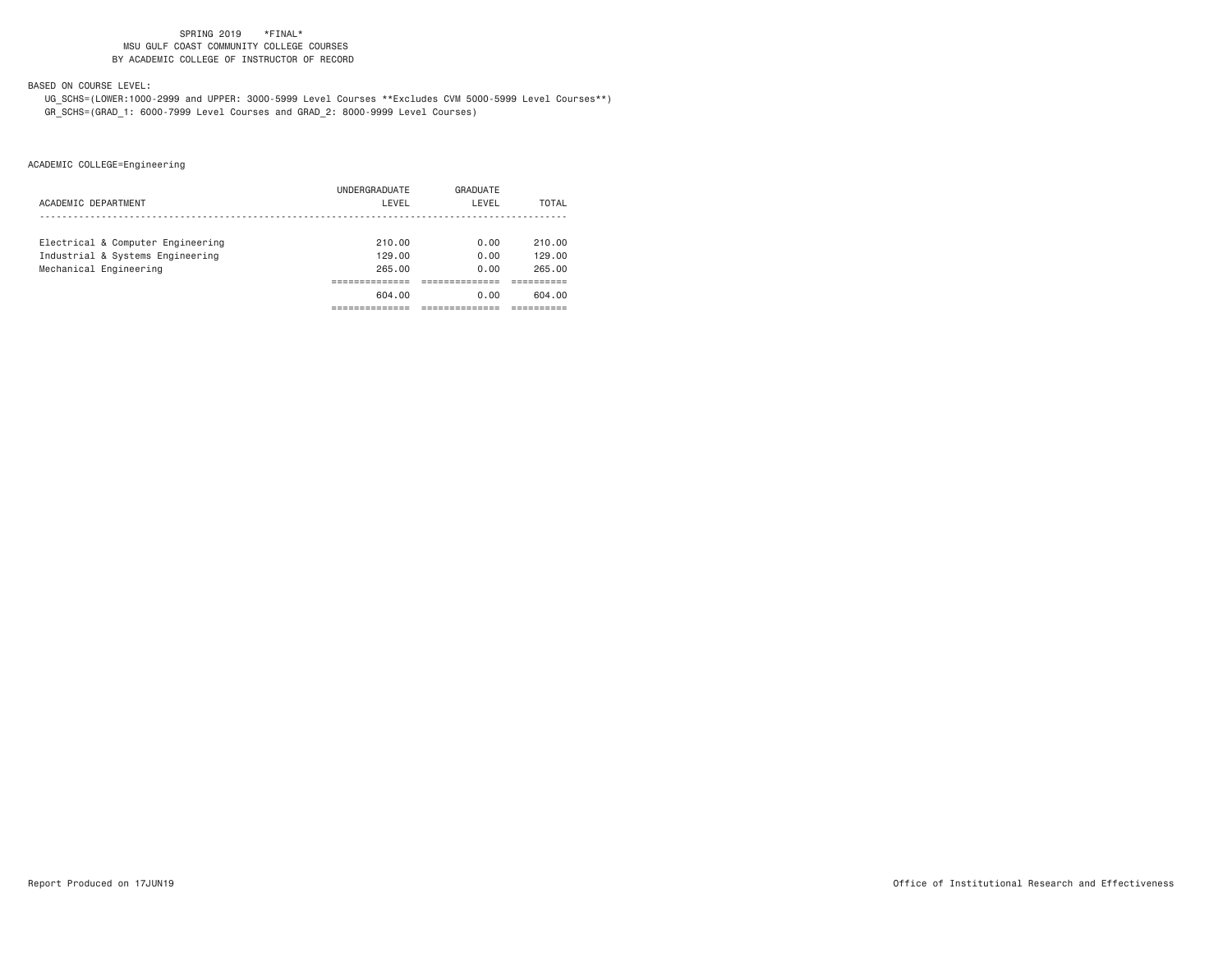SPRING 2019 *FINAL*
MSU GULF COAST COMMUNITY COLLEGE COURSES
BY ACADEMIC COLLEGE OF INSTRUCTOR OF RECORD

BASED ON COURSE LEVEL:

UG_SCHS=(LOWER:1000-2999 and UPPER: 3000-5999 Level Courses **Excludes CVM 5000-5999 Level Courses**)

GR_SCHS=(GRAD_1: 6000-7999 Level Courses and GRAD_2: 8000-9999 Level Courses)

ACADEMIC COLLEGE=Engineering

| ACADEMIC DEPARTMENT | UNDERGRADUATE LEVEL | GRADUATE LEVEL | TOTAL |
|---|---|---|---|
| Electrical & Computer Engineering | 210.00 | 0.00 | 210.00 |
| Industrial & Systems Engineering | 129.00 | 0.00 | 129.00 |
| Mechanical Engineering | 265.00 | 0.00 | 265.00 |
| | 604.00 | 0.00 | 604.00 |

Report Produced on 17JUN19

Office of Institutional Research and Effectiveness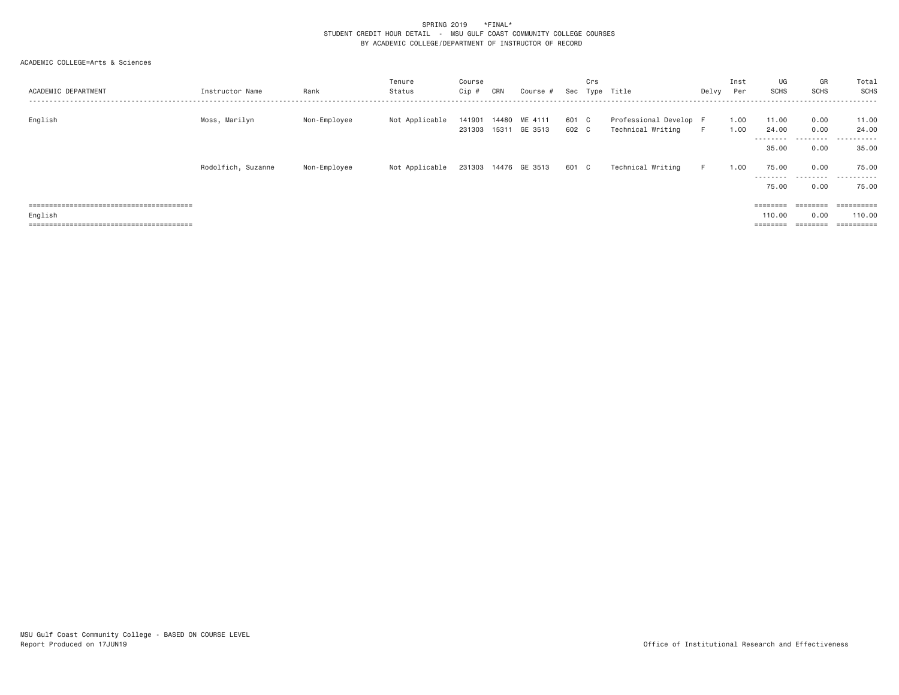SPRING 2019 *FINAL*
STUDENT CREDIT HOUR DETAIL - MSU GULF COAST COMMUNITY COLLEGE COURSES
BY ACADEMIC COLLEGE/DEPARTMENT OF INSTRUCTOR OF RECORD

ACADEMIC COLLEGE=Arts & Sciences

| ACADEMIC DEPARTMENT | Instructor Name | Rank | Tenure Status | Course Cip # | CRN | Course # | Sec | Crs Type | Title | Delvy | Inst Per | UG SCHS | GR SCHS | Total SCHS |
|---|---|---|---|---|---|---|---|---|---|---|---|---|---|---|
| English | Moss, Marilyn | Non-Employee | Not Applicable | 141901 | 14480 | ME 4111 | 601 | C | Professional Develop | F | 1.00 | 11.00 | 0.00 | 11.00 |
| | | | | 231303 | 15311 | GE 3513 | 602 | C | Technical Writing | F | 1.00 | 24.00 | 0.00 | 24.00 |
| | | | | | | | | | | | | 35.00 | 0.00 | 35.00 |
| | Rodolfich, Suzanne | Non-Employee | Not Applicable | 231303 | 14476 | GE 3513 | 601 | C | Technical Writing | F | 1.00 | 75.00 | 0.00 | 75.00 |
| | | | | | | | | | | | | 75.00 | 0.00 | 75.00 |
| English | | | | | | | | | | | | 110.00 | 0.00 | 110.00 |

MSU Gulf Coast Community College - BASED ON COURSE LEVEL
Report Produced on 17JUN19

Office of Institutional Research and Effectiveness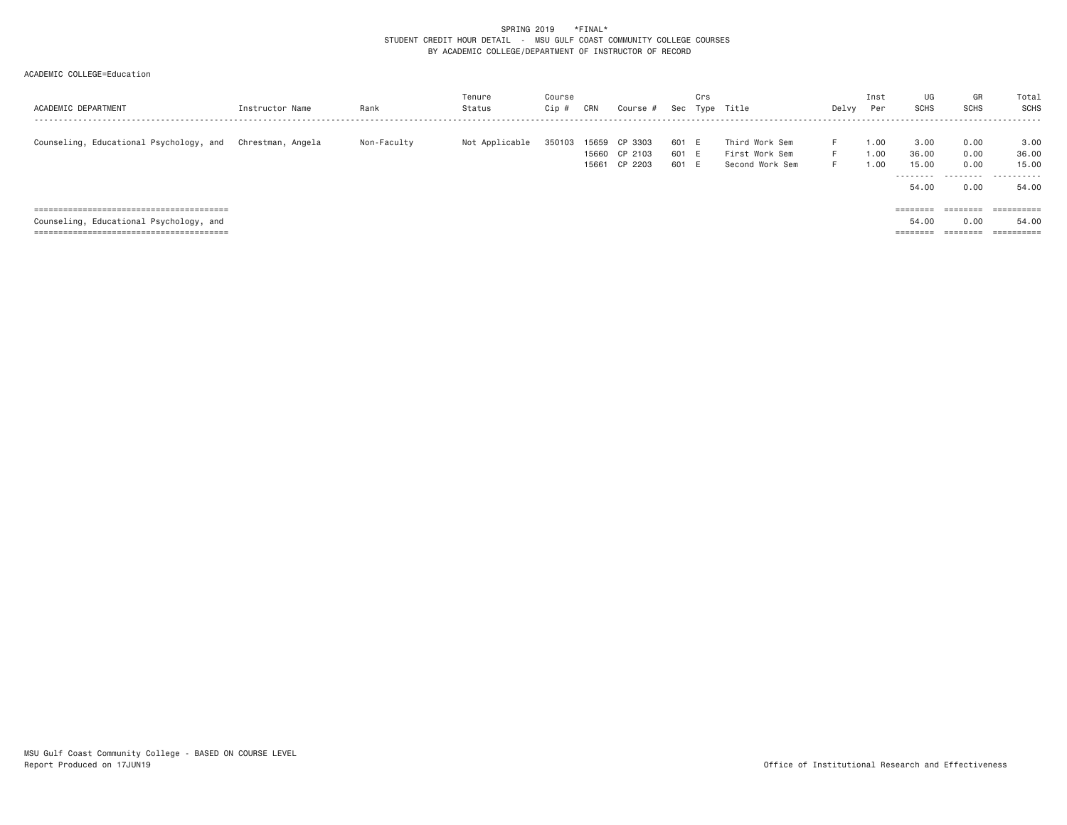SPRING 2019 \*FINAL\*
STUDENT CREDIT HOUR DETAIL - MSU GULF COAST COMMUNITY COLLEGE COURSES
BY ACADEMIC COLLEGE/DEPARTMENT OF INSTRUCTOR OF RECORD

ACADEMIC COLLEGE=Education

| ACADEMIC DEPARTMENT | Instructor Name | Rank | Tenure Status | Course Cip # | CRN | Course # | Sec | Crs Type | Title | Delvy | Inst Per | UG SCHS | GR SCHS | Total SCHS |
|---|---|---|---|---|---|---|---|---|---|---|---|---|---|---|
| Counseling, Educational Psychology, and | Chrestman, Angela | Non-Faculty | Not Applicable | 350103 | 15659 | CP 3303 | 601 | E | Third Work Sem | F | 1.00 | 3.00 | 0.00 | 3.00 |
| | | | | | 15660 | CP 2103 | 601 | E | First Work Sem | F | 1.00 | 36.00 | 0.00 | 36.00 |
| | | | | | 15661 | CP 2203 | 601 | E | Second Work Sem | F | 1.00 | 15.00 | 0.00 | 15.00 |
| | | | | | | | | | | | | 54.00 | 0.00 | 54.00 |
| Counseling, Educational Psychology, and | | | | | | | | | | | | 54.00 | 0.00 | 54.00 |

MSU Gulf Coast Community College - BASED ON COURSE LEVEL
Report Produced on 17JUN19

Office of Institutional Research and Effectiveness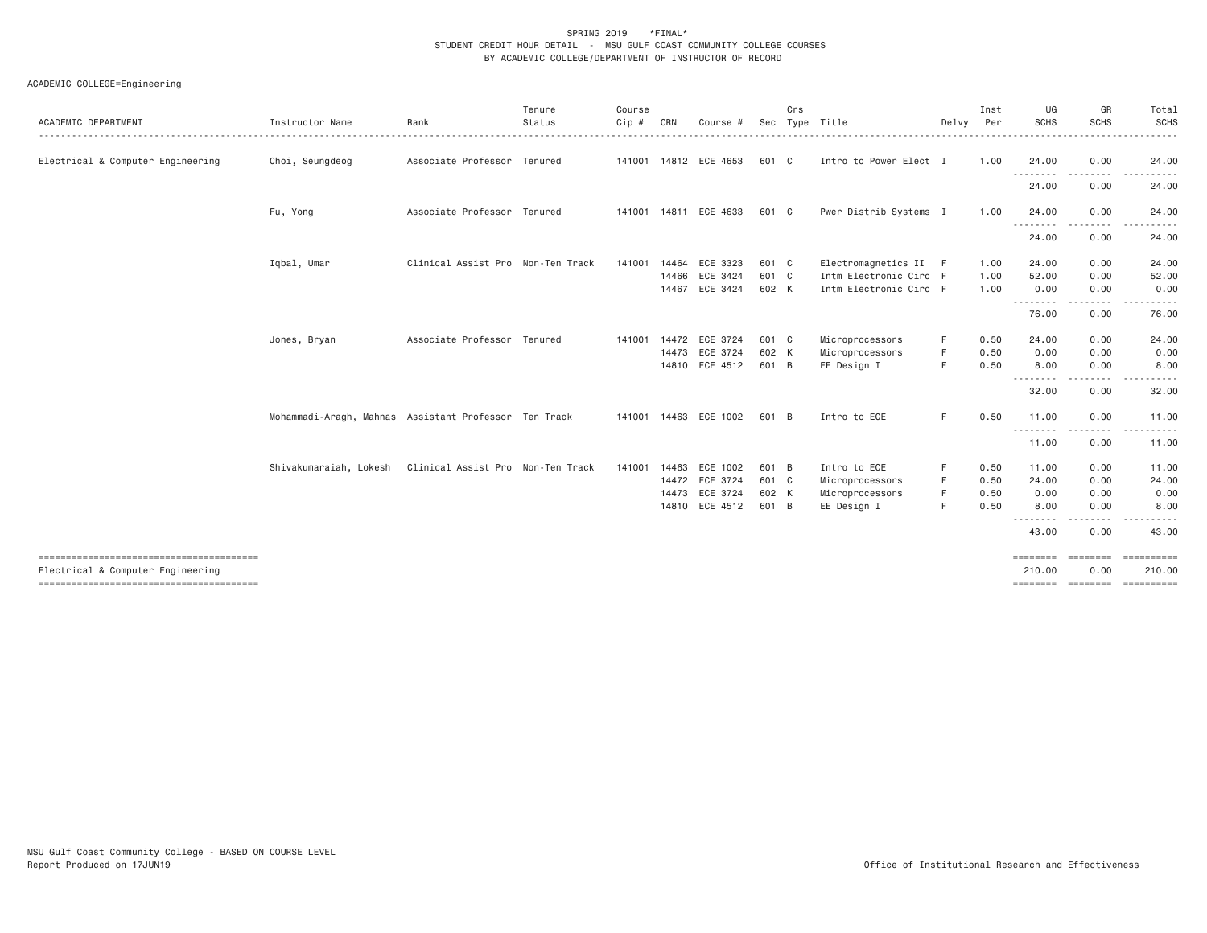SPRING 2019 *FINAL*
STUDENT CREDIT HOUR DETAIL - MSU GULF COAST COMMUNITY COLLEGE COURSES
BY ACADEMIC COLLEGE/DEPARTMENT OF INSTRUCTOR OF RECORD

ACADEMIC COLLEGE=Engineering

| ACADEMIC DEPARTMENT | Instructor Name | Rank | Tenure Status | Course Cip # | CRN | Course # | Sec | Crs Type | Title | Delvy | Inst Per | UG SCHS | GR SCHS | Total SCHS |
|---|---|---|---|---|---|---|---|---|---|---|---|---|---|---|
| Electrical & Computer Engineering | Choi, Seungdeog | Associate Professor | Tenured | 141001 | 14812 | ECE 4653 | 601 | C | Intro to Power Elect | I | 1.00 | 24.00 | 0.00 | 24.00 |
| | | | | | | | | | | | | 24.00 | 0.00 | 24.00 |
| | Fu, Yong | Associate Professor | Tenured | 141001 | 14811 | ECE 4633 | 601 | C | Pwer Distrib Systems | I | 1.00 | 24.00 | 0.00 | 24.00 |
| | | | | | | | | | | | | 24.00 | 0.00 | 24.00 |
| | Iqbal, Umar | Clinical Assist Pro | Non-Ten Track | 141001 | 14464 | ECE 3323 | 601 | C | Electromagnetics II | F | 1.00 | 24.00 | 0.00 | 24.00 |
| | | | | | 14466 | ECE 3424 | 601 | C | Intm Electronic Circ | F | 1.00 | 52.00 | 0.00 | 52.00 |
| | | | | | 14467 | ECE 3424 | 602 | K | Intm Electronic Circ | F | 1.00 | 0.00 | 0.00 | 0.00 |
| | | | | | | | | | | | | 76.00 | 0.00 | 76.00 |
| | Jones, Bryan | Associate Professor | Tenured | 141001 | 14472 | ECE 3724 | 601 | C | Microprocessors | F | 0.50 | 24.00 | 0.00 | 24.00 |
| | | | | | 14473 | ECE 3724 | 602 | K | Microprocessors | F | 0.50 | 0.00 | 0.00 | 0.00 |
| | | | | | 14810 | ECE 4512 | 601 | B | EE Design I | F | 0.50 | 8.00 | 0.00 | 8.00 |
| | | | | | | | | | | | | 32.00 | 0.00 | 32.00 |
| | Mohammadi-Aragh, Mahnas | Assistant Professor | Ten Track | 141001 | 14463 | ECE 1002 | 601 | B | Intro to ECE | F | 0.50 | 11.00 | 0.00 | 11.00 |
| | | | | | | | | | | | | 11.00 | 0.00 | 11.00 |
| | Shivakumaraiah, Lokesh | Clinical Assist Pro | Non-Ten Track | 141001 | 14463 | ECE 1002 | 601 | B | Intro to ECE | F | 0.50 | 11.00 | 0.00 | 11.00 |
| | | | | | 14472 | ECE 3724 | 601 | C | Microprocessors | F | 0.50 | 24.00 | 0.00 | 24.00 |
| | | | | | 14473 | ECE 3724 | 602 | K | Microprocessors | F | 0.50 | 0.00 | 0.00 | 0.00 |
| | | | | | 14810 | ECE 4512 | 601 | B | EE Design I | F | 0.50 | 8.00 | 0.00 | 8.00 |
| | | | | | | | | | | | | 43.00 | 0.00 | 43.00 |
| Electrical & Computer Engineering | | | | | | | | | | | | 210.00 | 0.00 | 210.00 |

MSU Gulf Coast Community College - BASED ON COURSE LEVEL
Report Produced on 17JUN19

Office of Institutional Research and Effectiveness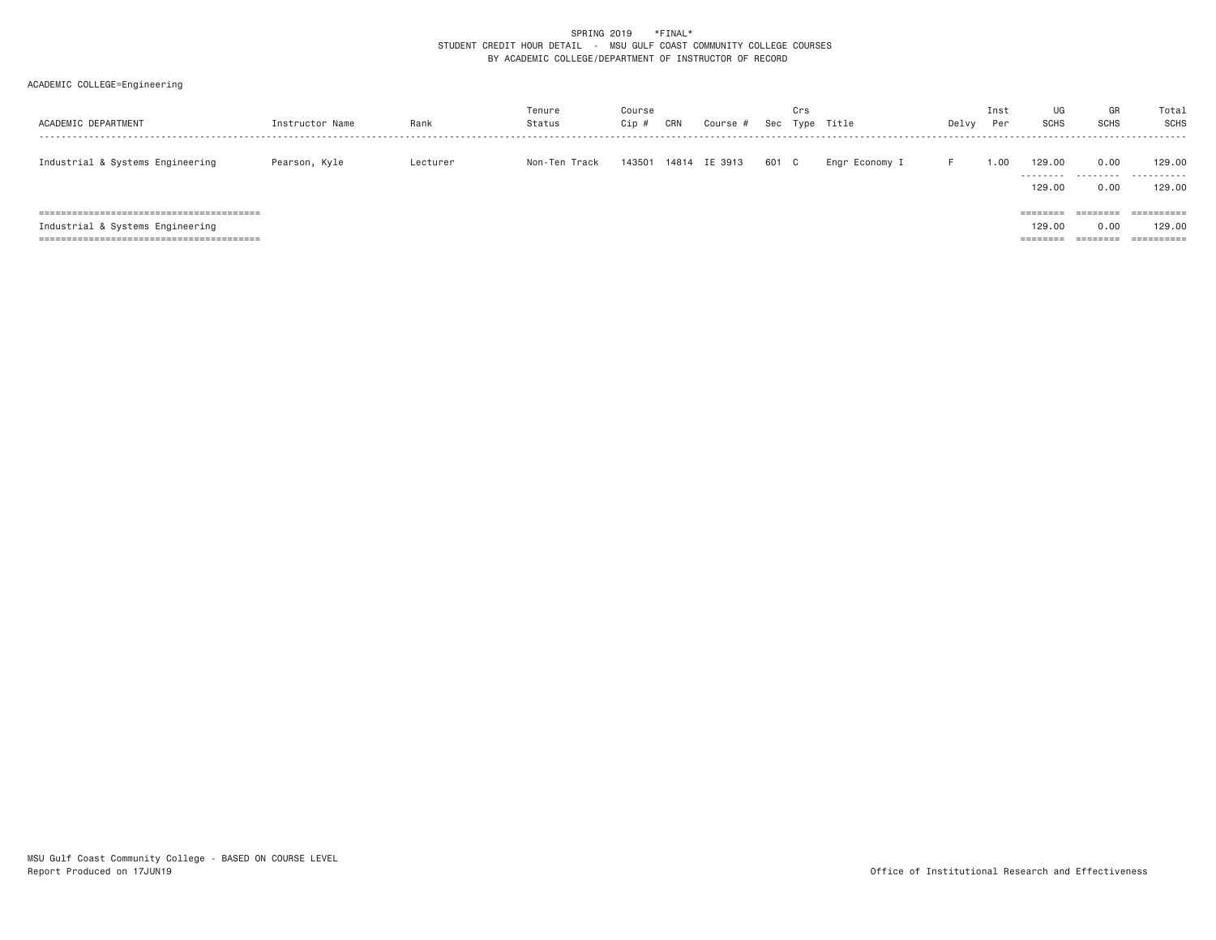SPRING 2019 \*FINAL\*
STUDENT CREDIT HOUR DETAIL - MSU GULF COAST COMMUNITY COLLEGE COURSES
BY ACADEMIC COLLEGE/DEPARTMENT OF INSTRUCTOR OF RECORD

ACADEMIC COLLEGE=Engineering

| ACADEMIC DEPARTMENT | Instructor Name | Rank | Tenure Status | Course Cip # | CRN | Course # | Sec | Crs Type | Title | Delvy | Inst Per | UG SCHS | GR SCHS | Total SCHS |
|---|---|---|---|---|---|---|---|---|---|---|---|---|---|---|
| Industrial & Systems Engineering | Pearson, Kyle | Lecturer | Non-Ten Track | 143501 | 14814 | IE 3913 | 601 | C | Engr Economy I | F | 1.00 | 129.00 | 0.00 | 129.00 |
| | | | | | | | | | | | | 129.00 | 0.00 | 129.00 |
| Industrial & Systems Engineering | | | | | | | | | | | | 129.00 | 0.00 | 129.00 |

MSU Gulf Coast Community College - BASED ON COURSE LEVEL
Report Produced on 17JUN19

Office of Institutional Research and Effectiveness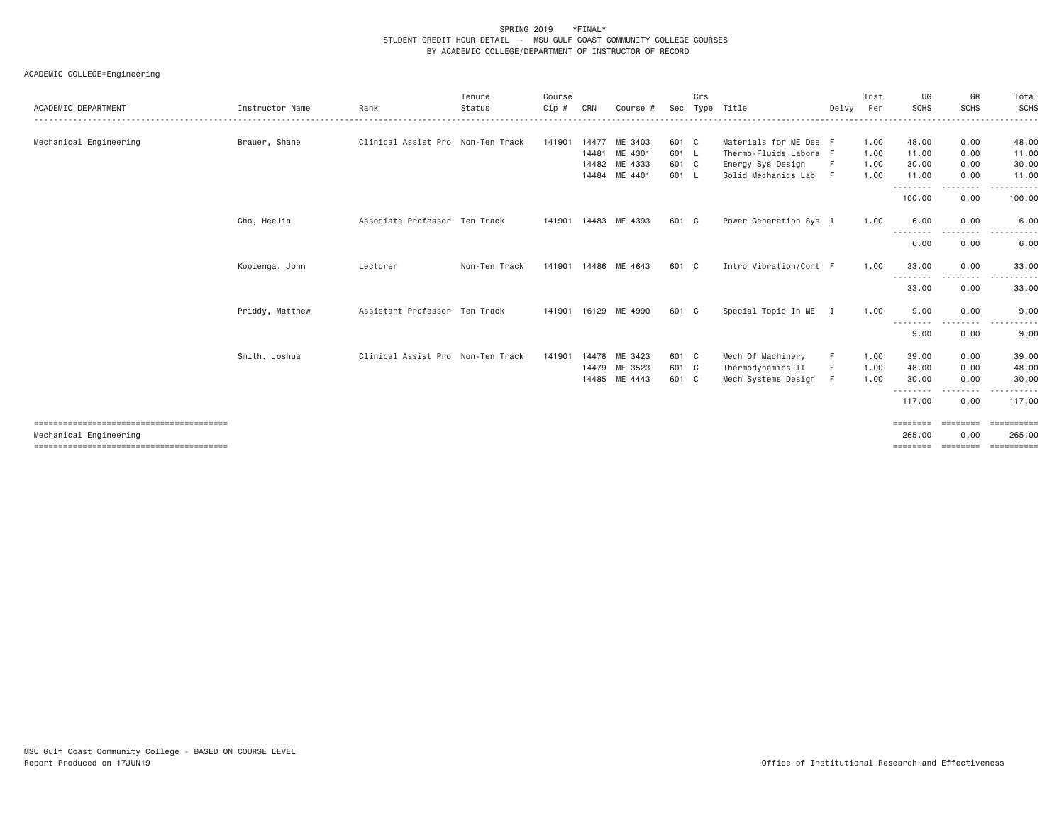SPRING 2019 *FINAL*
STUDENT CREDIT HOUR DETAIL - MSU GULF COAST COMMUNITY COLLEGE COURSES
BY ACADEMIC COLLEGE/DEPARTMENT OF INSTRUCTOR OF RECORD

ACADEMIC COLLEGE=Engineering

| ACADEMIC DEPARTMENT | Instructor Name | Rank | Tenure Status | Course Cip # | CRN | Course # | Sec | Crs Type | Title | Delvy | Inst Per | UG SCHS | GR SCHS | Total SCHS |
|---|---|---|---|---|---|---|---|---|---|---|---|---|---|---|
| Mechanical Engineering | Brauer, Shane | Clinical Assist Pro | Non-Ten Track | 141901 | 14477 | ME 3403 | 601 | C | Materials for ME Des | F | 1.00 | 48.00 | 0.00 | 48.00 |
| | | | | | 14481 | ME 4301 | 601 | L | Thermo-Fluids Labora | F | 1.00 | 11.00 | 0.00 | 11.00 |
| | | | | | 14482 | ME 4333 | 601 | C | Energy Sys Design | F | 1.00 | 30.00 | 0.00 | 30.00 |
| | | | | | 14484 | ME 4401 | 601 | L | Solid Mechanics Lab | F | 1.00 | 11.00 | 0.00 | 11.00 |
| | | | | | | | | | | | | 100.00 | 0.00 | 100.00 |
| | Cho, HeeJin | Associate Professor | Ten Track | 141901 | 14483 | ME 4393 | 601 | C | Power Generation Sys | I | 1.00 | 6.00 | 0.00 | 6.00 |
| | | | | | | | | | | | | 6.00 | 0.00 | 6.00 |
| | Kooienga, John | Lecturer | Non-Ten Track | 141901 | 14486 | ME 4643 | 601 | C | Intro Vibration/Cont | F | 1.00 | 33.00 | 0.00 | 33.00 |
| | | | | | | | | | | | | 33.00 | 0.00 | 33.00 |
| | Priddy, Matthew | Assistant Professor | Ten Track | 141901 | 16129 | ME 4990 | 601 | C | Special Topic In ME | I | 1.00 | 9.00 | 0.00 | 9.00 |
| | | | | | | | | | | | | 9.00 | 0.00 | 9.00 |
| | Smith, Joshua | Clinical Assist Pro | Non-Ten Track | 141901 | 14478 | ME 3423 | 601 | C | Mech Of Machinery | F | 1.00 | 39.00 | 0.00 | 39.00 |
| | | | | | 14479 | ME 3523 | 601 | C | Thermodynamics II | F | 1.00 | 48.00 | 0.00 | 48.00 |
| | | | | | 14485 | ME 4443 | 601 | C | Mech Systems Design | F | 1.00 | 30.00 | 0.00 | 30.00 |
| | | | | | | | | | | | | 117.00 | 0.00 | 117.00 |
| Mechanical Engineering | | | | | | | | | | | | 265.00 | 0.00 | 265.00 |

MSU Gulf Coast Community College - BASED ON COURSE LEVEL
Report Produced on 17JUN19

Office of Institutional Research and Effectiveness